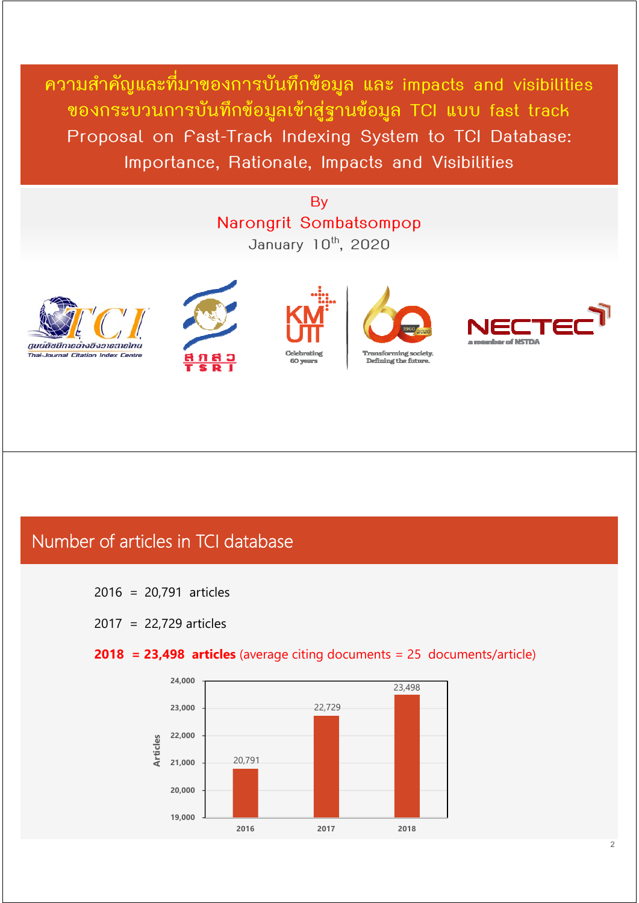# ความสำคัญและที่มาของการบันทึกข้อมูล และ impacts and visibilities ของกระบวนการบันทึกข้อมูลเข้าสู่ฐานข้อมูล TCI แบบ fast track

# Proposal on Fast-Track Indexing System to TCI Database: Importance, Rationale, Impacts and Visibilities

By

Narongrit Sombatsompop

January 10th, 2020

ศูนย์ดัชนีการอ้างอิงวารสารไทย Thai-Journal Citation Index Centre

สกสว TSRI

KMUTT Celebrating 60 years

Transforming society. Defining the future.

NECTEC a member of NSTDA

## Number of articles in TCI database

2016 = 20,791 articles

2017 = 22,729 articles

**2018 = 23,498 articles** (average citing documents = 25 documents/article)

| Year | Articles |
|---|---|
| 2016 | 20,791 |
| 2017 | 22,729 |
| 2018 | 23,498 |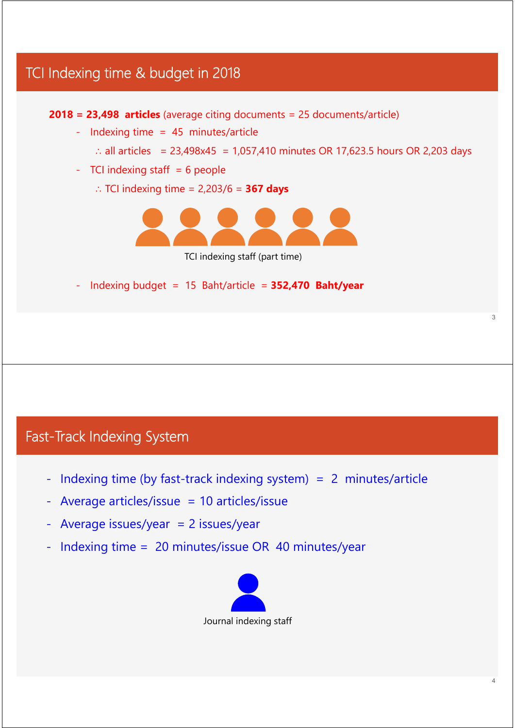## TCI Indexing time & budget in 2018

**2018 = 23,498 articles** (average citing documents = 25 documents/article)

- Indexing time = 45 minutes/article
  - ∴ all articles = 23,498x45 = 1,057,410 minutes OR 17,623.5 hours OR 2,203 days
- TCI indexing staff = 6 people
  - ∴ TCI indexing time = 2,203/6 = **367 days**

TCI indexing staff (part time)

- Indexing budget = 15 Baht/article = **352,470 Baht/year**

## Fast-Track Indexing System

- Indexing time (by fast-track indexing system) = 2 minutes/article
- Average articles/issue = 10 articles/issue
- Average issues/year = 2 issues/year
- Indexing time = 20 minutes/issue OR 40 minutes/year

Journal indexing staff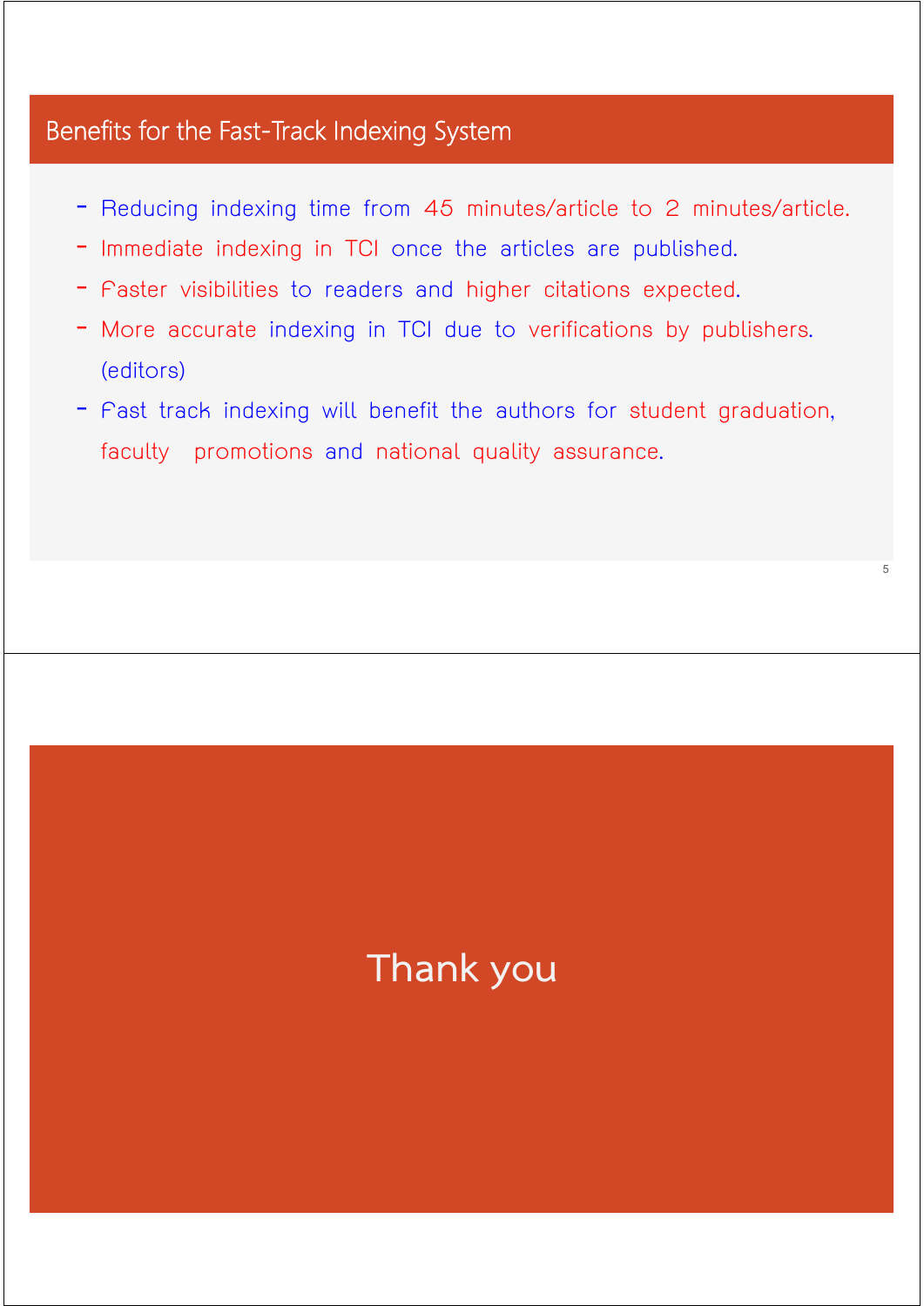## Benefits for the Fast-Track Indexing System

- Reducing indexing time from 45 minutes/article to 2 minutes/article.
- Immediate indexing in TCI once the articles are published.
- Faster visibilities to readers and higher citations expected.
- More accurate indexing in TCI due to verifications by publishers. (editors)
- Fast track indexing will benefit the authors for student graduation, faculty promotions and national quality assurance.

# Thank you